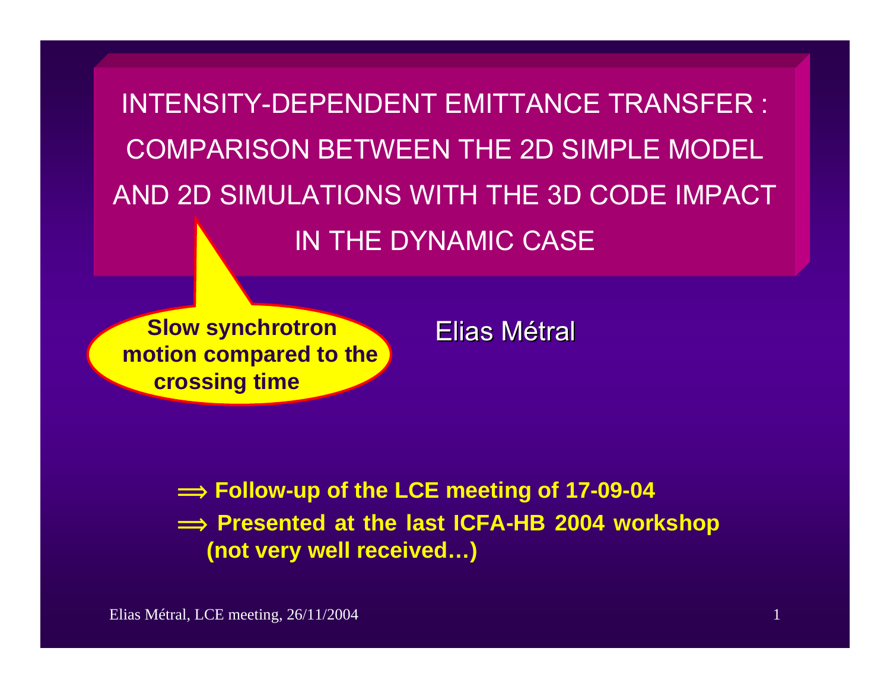# INTENSITY-DEPENDENT EMITTANCE TRANSFER : COMPARISON BETWEEN THE 2D SIMPLE MODEL AND 2D SIMULATIONS WITH THE 3D CODE IMPACT IN THE DYNAMIC CASE

**Slow synchrotron motion compared to the crossing time**

Elias Métral

**⟹ Follow-up of the LCE meeting of 17-09-04**

**⟹ Presented at the last ICFA-HB 2004 workshop (not very well received…)**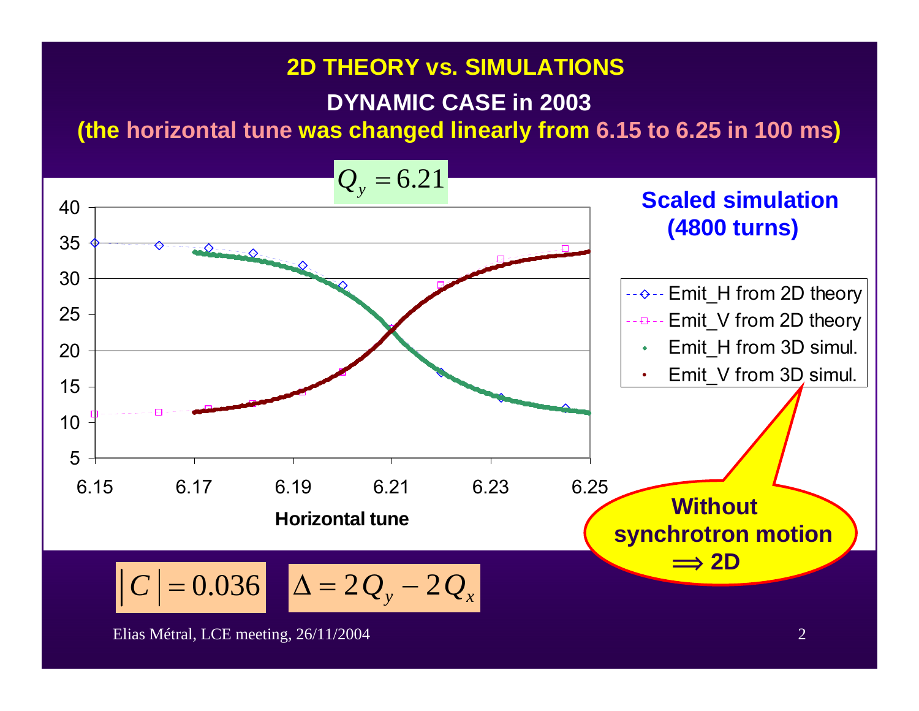# 2D THEORY vs. SIMULATIONS

## DYNAMIC CASE in 2003

**(the horizontal tune was changed linearly from 6.15 to 6.25 in 100 ms)**

$Q_y = 6.21$

**Scaled simulation (4800 turns)**

- Emit_H from 2D theory
- Emit_V from 2D theory
- Emit_H from 3D simul.
- Emit_V from 3D simul.

Horizontal tune

**Without synchrotron motion $\Longrightarrow$ 2D**

$\left| C \right| = 0.036$ $\Delta = 2Q_y - 2Q_x$

Elias Métral, LCE meeting, 26/11/2004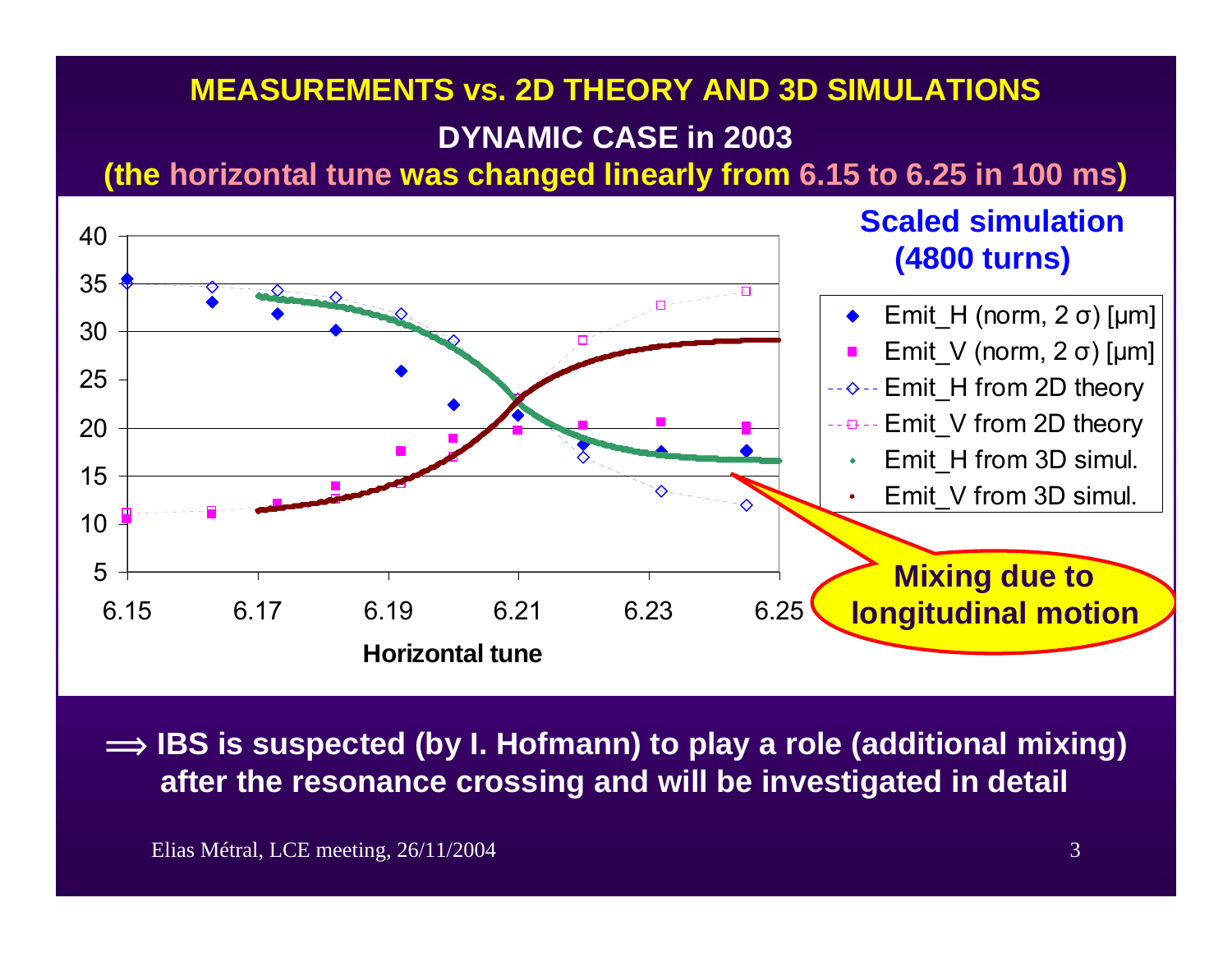# MEASUREMENTS vs. 2D THEORY AND 3D SIMULATIONS

## DYNAMIC CASE in 2003

**(the horizontal tune was changed linearly from 6.15 to 6.25 in 100 ms)**

**Scaled simulation (4800 turns)**

- Emit_H (norm, 2 σ) [μm]
- Emit_V (norm, 2 σ) [μm]
- Emit_H from 2D theory
- Emit_V from 2D theory
- Emit_H from 3D simul.
- Emit_V from 3D simul.

**Mixing due to longitudinal motion**

Horizontal tune

⟹ **IBS is suspected (by I. Hofmann) to play a role (additional mixing) after the resonance crossing and will be investigated in detail**

Elias Métral, LCE meeting, 26/11/2004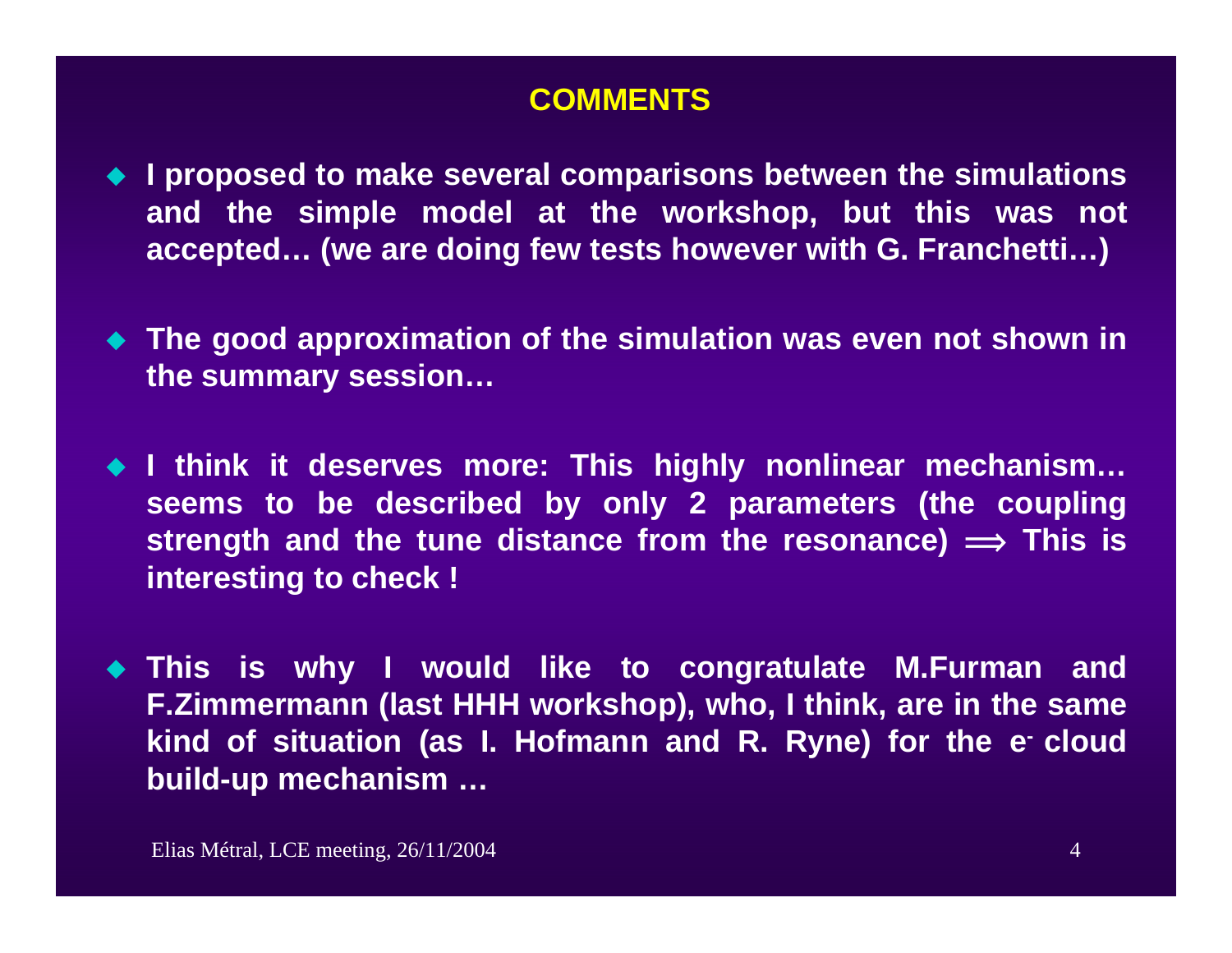## COMMENTS

- **I proposed to make several comparisons between the simulations and the simple model at the workshop, but this was not accepted… (we are doing few tests however with G. Franchetti…)**

- **The good approximation of the simulation was even not shown in the summary session…**

- **I think it deserves more: This highly nonlinear mechanism… seems to be described by only 2 parameters (the coupling strength and the tune distance from the resonance) $\Longrightarrow$ This is interesting to check !**

- **This is why I would like to congratulate M.Furman and F.Zimmermann (last HHH workshop), who, I think, are in the same kind of situation (as I. Hofmann and R. Ryne) for the $e^-$ cloud build-up mechanism …**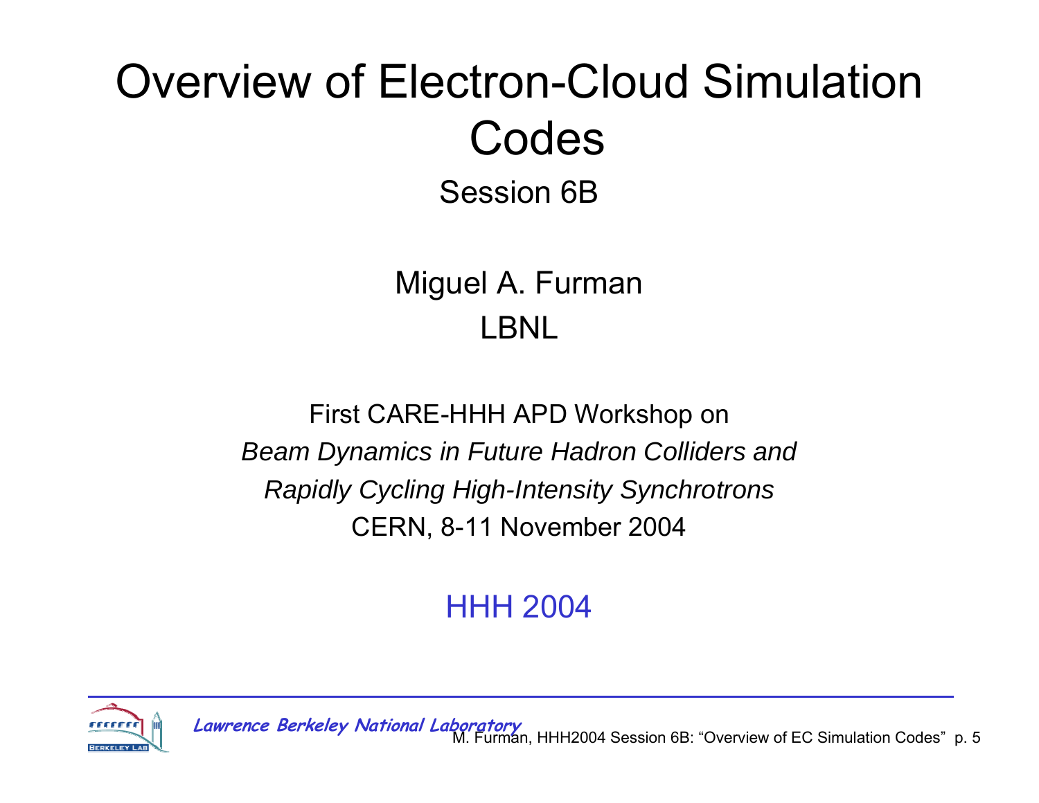# Overview of Electron-Cloud Simulation Codes

Session 6B

Miguel A. Furman

LBNL

First CARE-HHH APD Workshop on

*Beam Dynamics in Future Hadron Colliders and*

*Rapidly Cycling High-Intensity Synchrotrons*

CERN, 8-11 November 2004

HHH 2004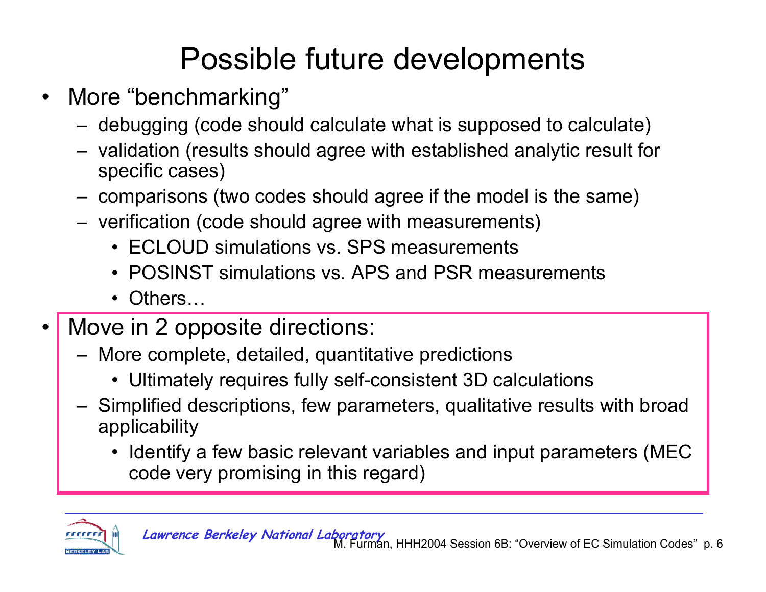# Possible future developments

- More "benchmarking"
  - debugging (code should calculate what is supposed to calculate)
  - validation (results should agree with established analytic result for specific cases)
  - comparisons (two codes should agree if the model is the same)
  - verification (code should agree with measurements)
    - ECLOUD simulations vs. SPS measurements
    - POSINST simulations vs. APS and PSR measurements
    - Others…
- Move in 2 opposite directions:
  - More complete, detailed, quantitative predictions
    - Ultimately requires fully self-consistent 3D calculations
  - Simplified descriptions, few parameters, qualitative results with broad applicability
    - Identify a few basic relevant variables and input parameters (MEC code very promising in this regard)